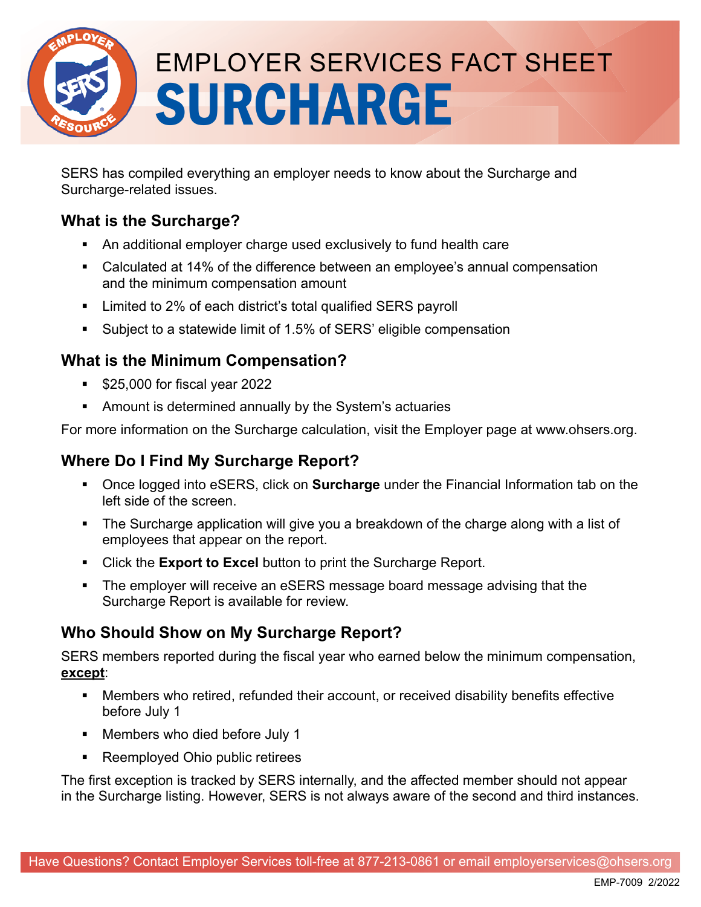# EMPLOYER SERVICES FACT SHEET
# SURCHARGE

SERS has compiled everything an employer needs to know about the Surcharge and Surcharge-related issues.

## What is the Surcharge?

- An additional employer charge used exclusively to fund health care
- Calculated at 14% of the difference between an employee's annual compensation and the minimum compensation amount
- Limited to 2% of each district's total qualified SERS payroll
- Subject to a statewide limit of 1.5% of SERS' eligible compensation

## What is the Minimum Compensation?

- $25,000 for fiscal year 2022
- Amount is determined annually by the System's actuaries

For more information on the Surcharge calculation, visit the Employer page at www.ohsers.org.

## Where Do I Find My Surcharge Report?

- Once logged into eSERS, click on **Surcharge** under the Financial Information tab on the left side of the screen.
- The Surcharge application will give you a breakdown of the charge along with a list of employees that appear on the report.
- Click the **Export to Excel** button to print the Surcharge Report.
- The employer will receive an eSERS message board message advising that the Surcharge Report is available for review.

## Who Should Show on My Surcharge Report?

SERS members reported during the fiscal year who earned below the minimum compensation, **except**:

- Members who retired, refunded their account, or received disability benefits effective before July 1
- Members who died before July 1
- Reemployed Ohio public retirees

The first exception is tracked by SERS internally, and the affected member should not appear in the Surcharge listing. However, SERS is not always aware of the second and third instances.

Have Questions? Contact Employer Services toll-free at 877-213-0861 or email employerservices@ohsers.org

EMP-7009 2/2022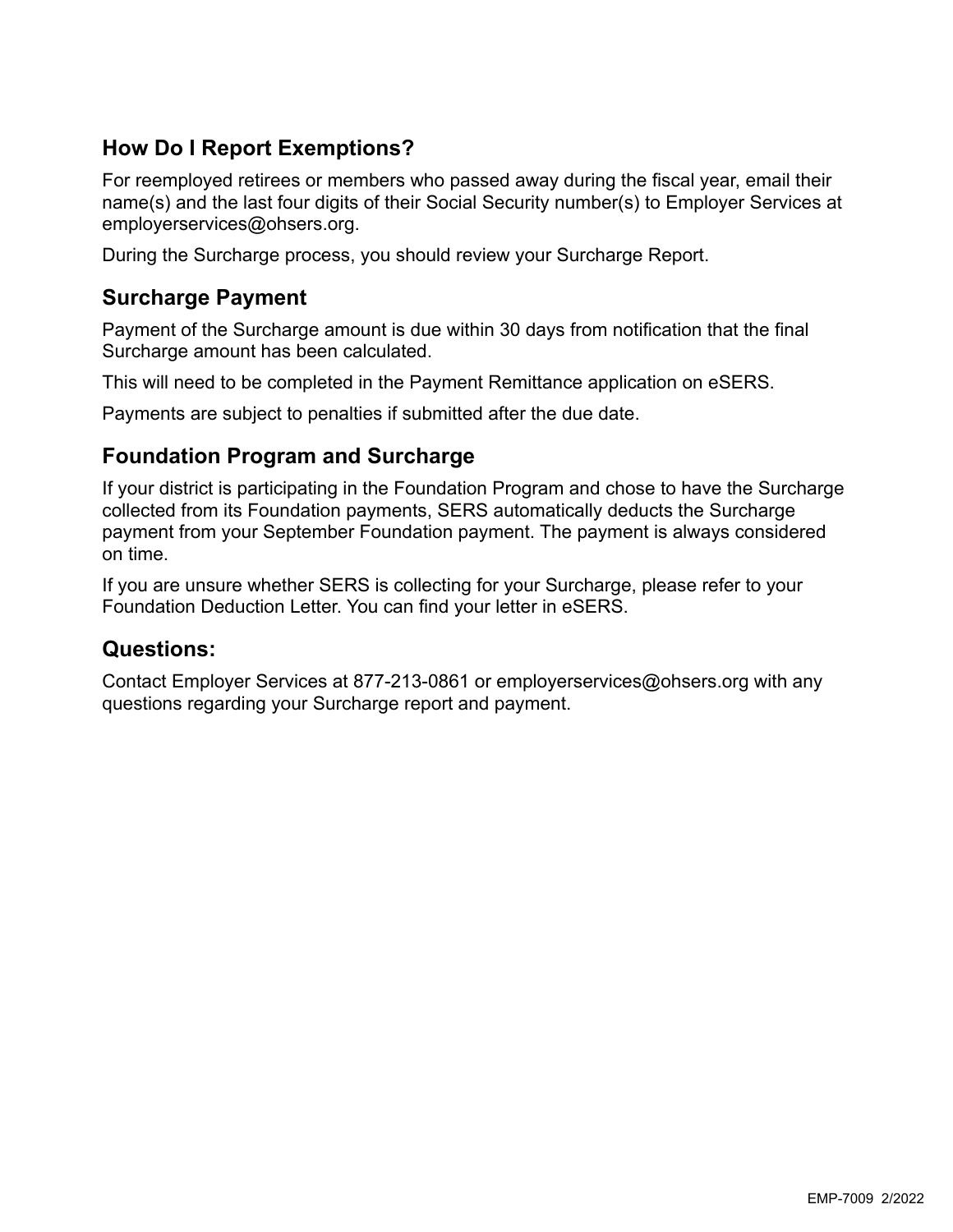## How Do I Report Exemptions?

For reemployed retirees or members who passed away during the fiscal year, email their name(s) and the last four digits of their Social Security number(s) to Employer Services at employerservices@ohsers.org.

During the Surcharge process, you should review your Surcharge Report.

## Surcharge Payment

Payment of the Surcharge amount is due within 30 days from notification that the final Surcharge amount has been calculated.

This will need to be completed in the Payment Remittance application on eSERS.

Payments are subject to penalties if submitted after the due date.

## Foundation Program and Surcharge

If your district is participating in the Foundation Program and chose to have the Surcharge collected from its Foundation payments, SERS automatically deducts the Surcharge payment from your September Foundation payment. The payment is always considered on time.

If you are unsure whether SERS is collecting for your Surcharge, please refer to your Foundation Deduction Letter. You can find your letter in eSERS.

## Questions:

Contact Employer Services at 877-213-0861 or employerservices@ohsers.org with any questions regarding your Surcharge report and payment.

EMP-7009 2/2022